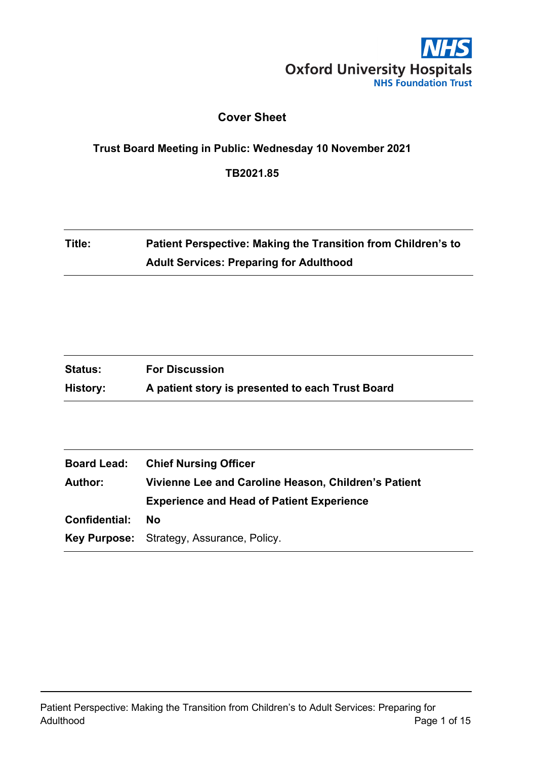Oxford University Hospitals
NHS Foundation Trust

# Cover Sheet

**Trust Board Meeting in Public: Wednesday 10 November 2021**

**TB2021.85**

| | |
|---|---|
| **Title:** | **Patient Perspective: Making the Transition from Children's to Adult Services: Preparing for Adulthood** |

| | |
|---|---|
| **Status:** | **For Discussion** |
| **History:** | **A patient story is presented to each Trust Board** |

| | |
|---|---|
| **Board Lead:** | **Chief Nursing Officer** |
| **Author:** | **Vivienne Lee and Caroline Heason, Children's Patient Experience and Head of Patient Experience** |
| **Confidential:** | **No** |
| **Key Purpose:** | Strategy, Assurance, Policy. |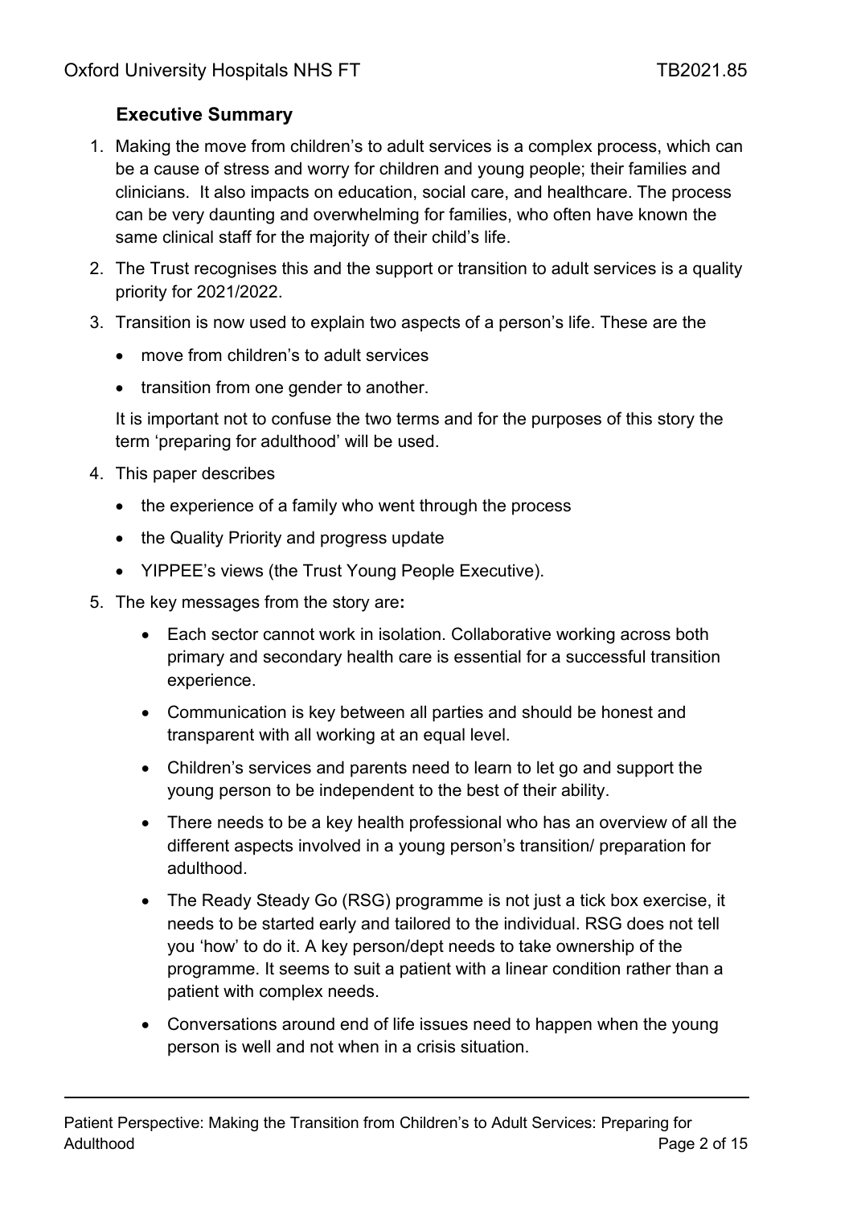## Executive Summary

1. Making the move from children's to adult services is a complex process, which can be a cause of stress and worry for children and young people; their families and clinicians. It also impacts on education, social care, and healthcare. The process can be very daunting and overwhelming for families, who often have known the same clinical staff for the majority of their child's life.
2. The Trust recognises this and the support or transition to adult services is a quality priority for 2021/2022.
3. Transition is now used to explain two aspects of a person's life. These are the
   - move from children's to adult services
   - transition from one gender to another.

   It is important not to confuse the two terms and for the purposes of this story the term 'preparing for adulthood' will be used.
4. This paper describes
   - the experience of a family who went through the process
   - the Quality Priority and progress update
   - YIPPEE's views (the Trust Young People Executive).
5. The key messages from the story are**:**
   - Each sector cannot work in isolation. Collaborative working across both primary and secondary health care is essential for a successful transition experience.
   - Communication is key between all parties and should be honest and transparent with all working at an equal level.
   - Children's services and parents need to learn to let go and support the young person to be independent to the best of their ability.
   - There needs to be a key health professional who has an overview of all the different aspects involved in a young person's transition/ preparation for adulthood.
   - The Ready Steady Go (RSG) programme is not just a tick box exercise, it needs to be started early and tailored to the individual. RSG does not tell you 'how' to do it. A key person/dept needs to take ownership of the programme. It seems to suit a patient with a linear condition rather than a patient with complex needs.
   - Conversations around end of life issues need to happen when the young person is well and not when in a crisis situation.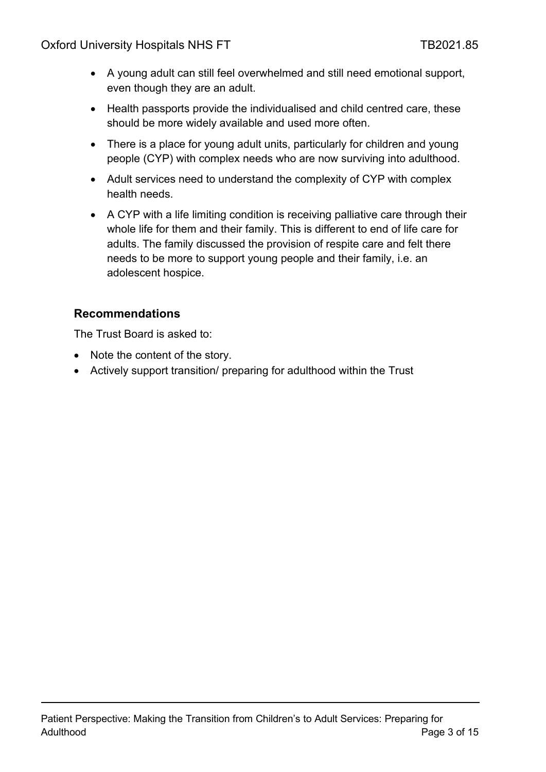- A young adult can still feel overwhelmed and still need emotional support, even though they are an adult.
- Health passports provide the individualised and child centred care, these should be more widely available and used more often.
- There is a place for young adult units, particularly for children and young people (CYP) with complex needs who are now surviving into adulthood.
- Adult services need to understand the complexity of CYP with complex health needs.
- A CYP with a life limiting condition is receiving palliative care through their whole life for them and their family. This is different to end of life care for adults. The family discussed the provision of respite care and felt there needs to be more to support young people and their family, i.e. an adolescent hospice.

### Recommendations

The Trust Board is asked to:

- Note the content of the story.
- Actively support transition/ preparing for adulthood within the Trust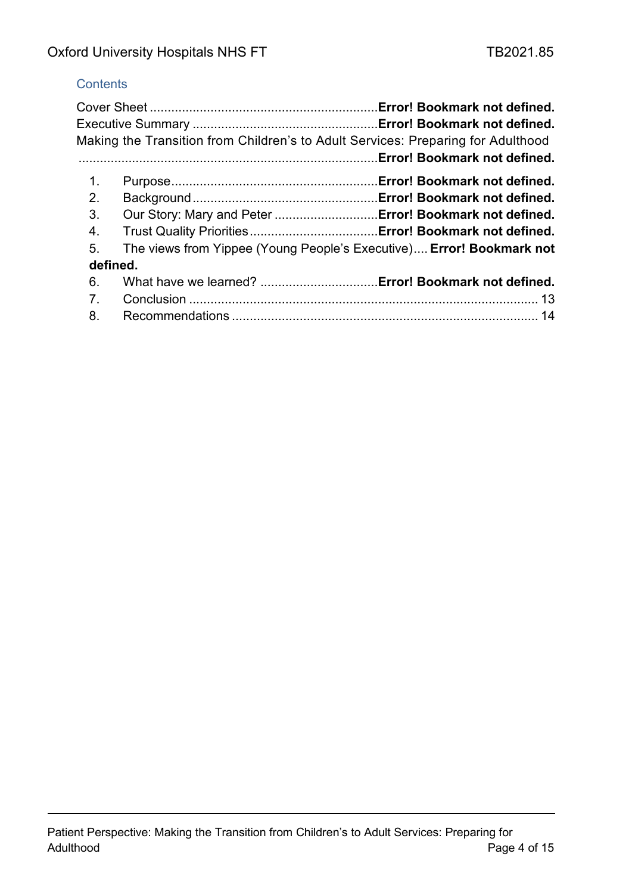## Contents

Cover Sheet ............................................................... **Error! Bookmark not defined.**
Executive Summary ................................................... **Error! Bookmark not defined.**
Making the Transition from Children's to Adult Services: Preparing for Adulthood .................................................................................. **Error! Bookmark not defined.**

1. Purpose.......................................................... **Error! Bookmark not defined.**
2. Background .................................................... **Error! Bookmark not defined.**
3. Our Story: Mary and Peter ............................. **Error! Bookmark not defined.**
4. Trust Quality Priorities.................................... **Error! Bookmark not defined.**
5. The views from Yippee (Young People's Executive).... **Error! Bookmark not defined.**
6. What have we learned? ................................. **Error! Bookmark not defined.**
7. Conclusion ................................................................................................ 13
8. Recommendations .................................................................................... 14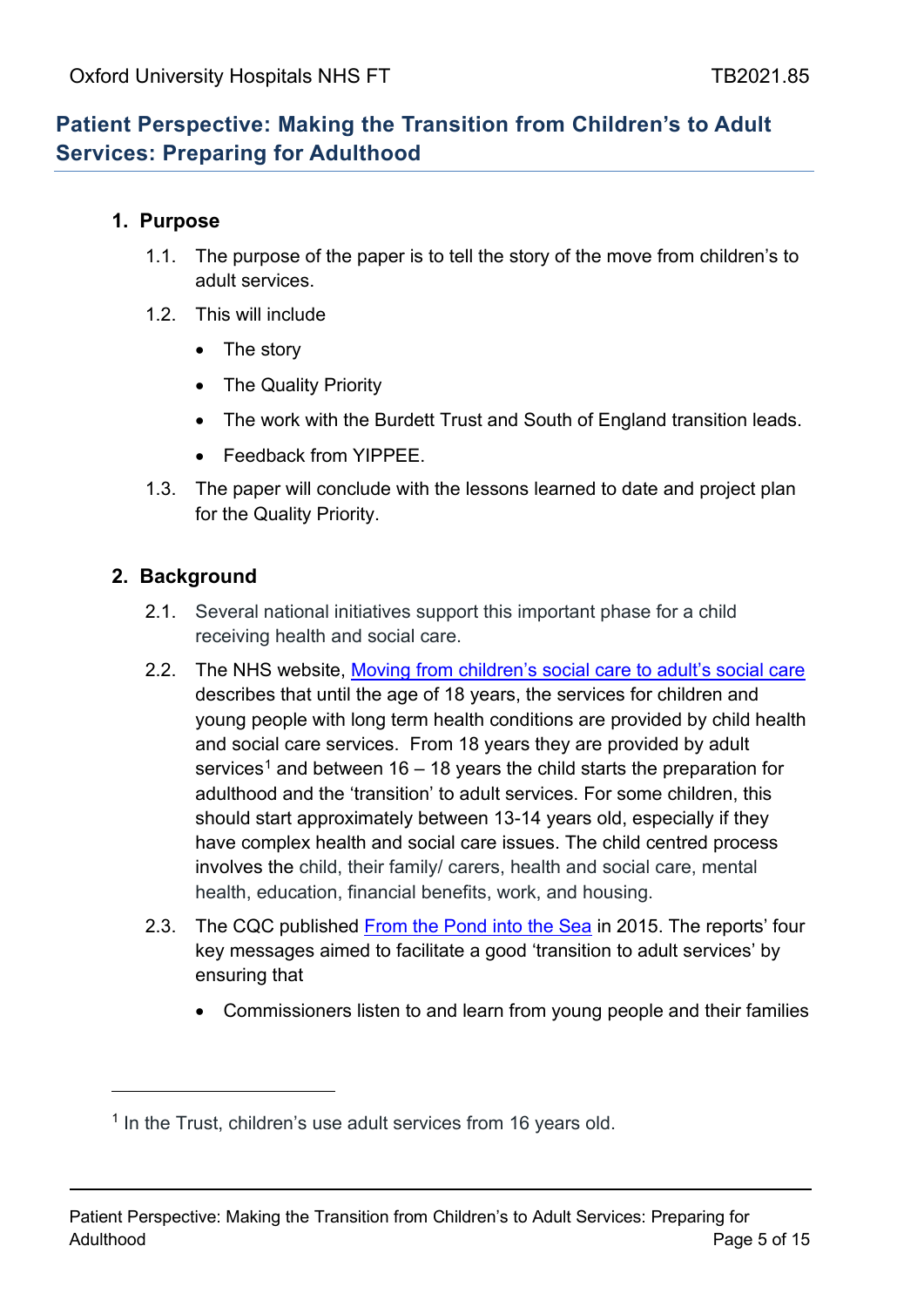## Patient Perspective: Making the Transition from Children's to Adult Services: Preparing for Adulthood

### 1. Purpose

1.1. The purpose of the paper is to tell the story of the move from children's to adult services.

1.2. This will include

- The story
- The Quality Priority
- The work with the Burdett Trust and South of England transition leads.
- Feedback from YIPPEE.

1.3. The paper will conclude with the lessons learned to date and project plan for the Quality Priority.

### 2. Background

2.1. Several national initiatives support this important phase for a child receiving health and social care.

2.2. The NHS website, [Moving from children's social care to adult's social care] describes that until the age of 18 years, the services for children and young people with long term health conditions are provided by child health and social care services. From 18 years they are provided by adult services[1] and between 16 – 18 years the child starts the preparation for adulthood and the 'transition' to adult services. For some children, this should start approximately between 13-14 years old, especially if they have complex health and social care issues. The child centred process involves the child, their family/ carers, health and social care, mental health, education, financial benefits, work, and housing.

2.3. The CQC published [From the Pond into the Sea] in 2015. The reports' four key messages aimed to facilitate a good 'transition to adult services' by ensuring that

- Commissioners listen to and learn from young people and their families

[1] In the Trust, children's use adult services from 16 years old.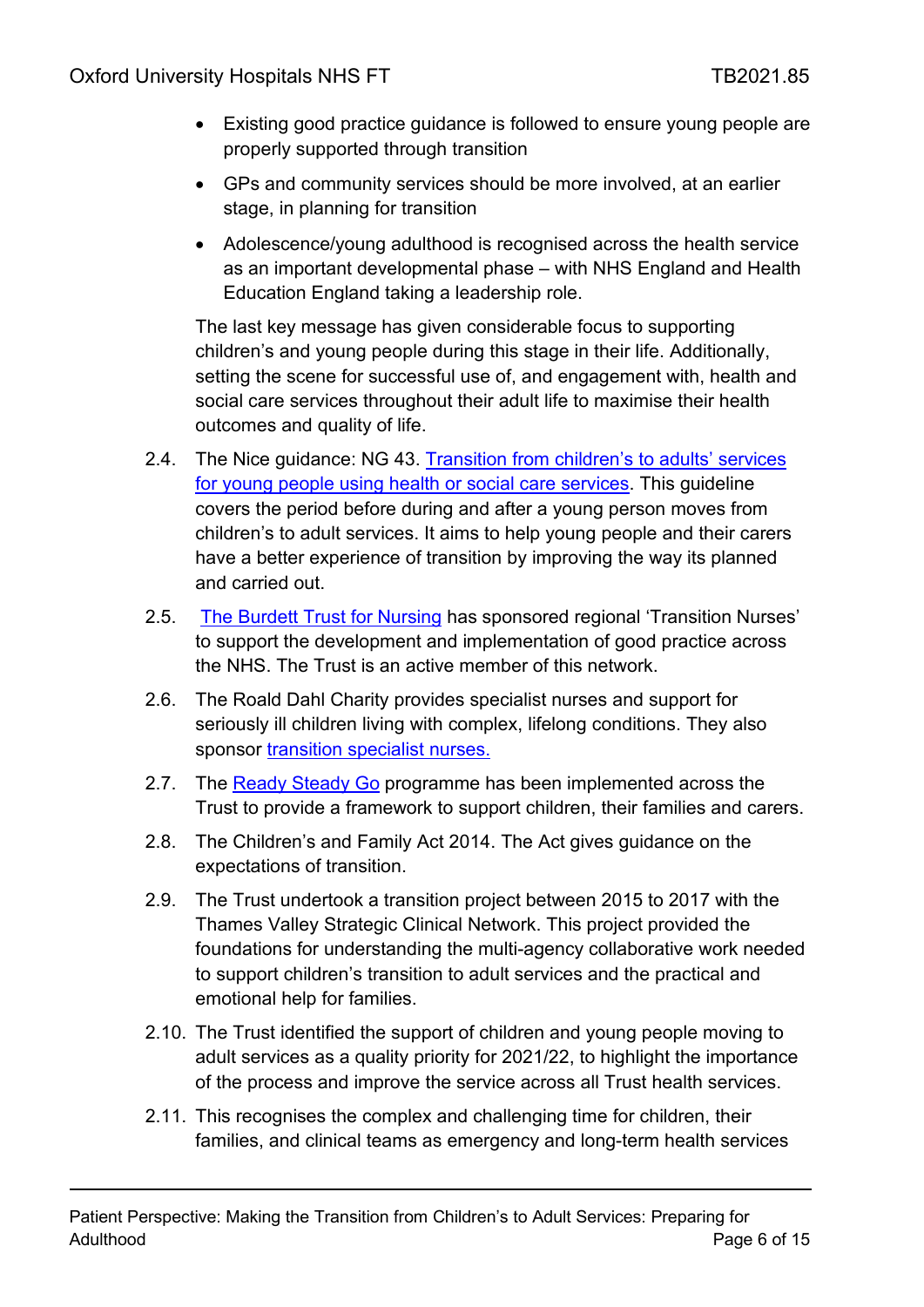- Existing good practice guidance is followed to ensure young people are properly supported through transition
- GPs and community services should be more involved, at an earlier stage, in planning for transition
- Adolescence/young adulthood is recognised across the health service as an important developmental phase – with NHS England and Health Education England taking a leadership role.

The last key message has given considerable focus to supporting children's and young people during this stage in their life. Additionally, setting the scene for successful use of, and engagement with, health and social care services throughout their adult life to maximise their health outcomes and quality of life.

2.4. The Nice guidance: NG 43. [Transition from children's to adults' services for young people using health or social care services](). This guideline covers the period before during and after a young person moves from children's to adult services. It aims to help young people and their carers have a better experience of transition by improving the way its planned and carried out.

2.5. [The Burdett Trust for Nursing]() has sponsored regional 'Transition Nurses' to support the development and implementation of good practice across the NHS. The Trust is an active member of this network.

2.6. The Roald Dahl Charity provides specialist nurses and support for seriously ill children living with complex, lifelong conditions. They also sponsor [transition specialist nurses.]()

2.7. The [Ready Steady Go]() programme has been implemented across the Trust to provide a framework to support children, their families and carers.

2.8. The Children's and Family Act 2014. The Act gives guidance on the expectations of transition.

2.9. The Trust undertook a transition project between 2015 to 2017 with the Thames Valley Strategic Clinical Network. This project provided the foundations for understanding the multi-agency collaborative work needed to support children's transition to adult services and the practical and emotional help for families.

2.10. The Trust identified the support of children and young people moving to adult services as a quality priority for 2021/22, to highlight the importance of the process and improve the service across all Trust health services.

2.11. This recognises the complex and challenging time for children, their families, and clinical teams as emergency and long-term health services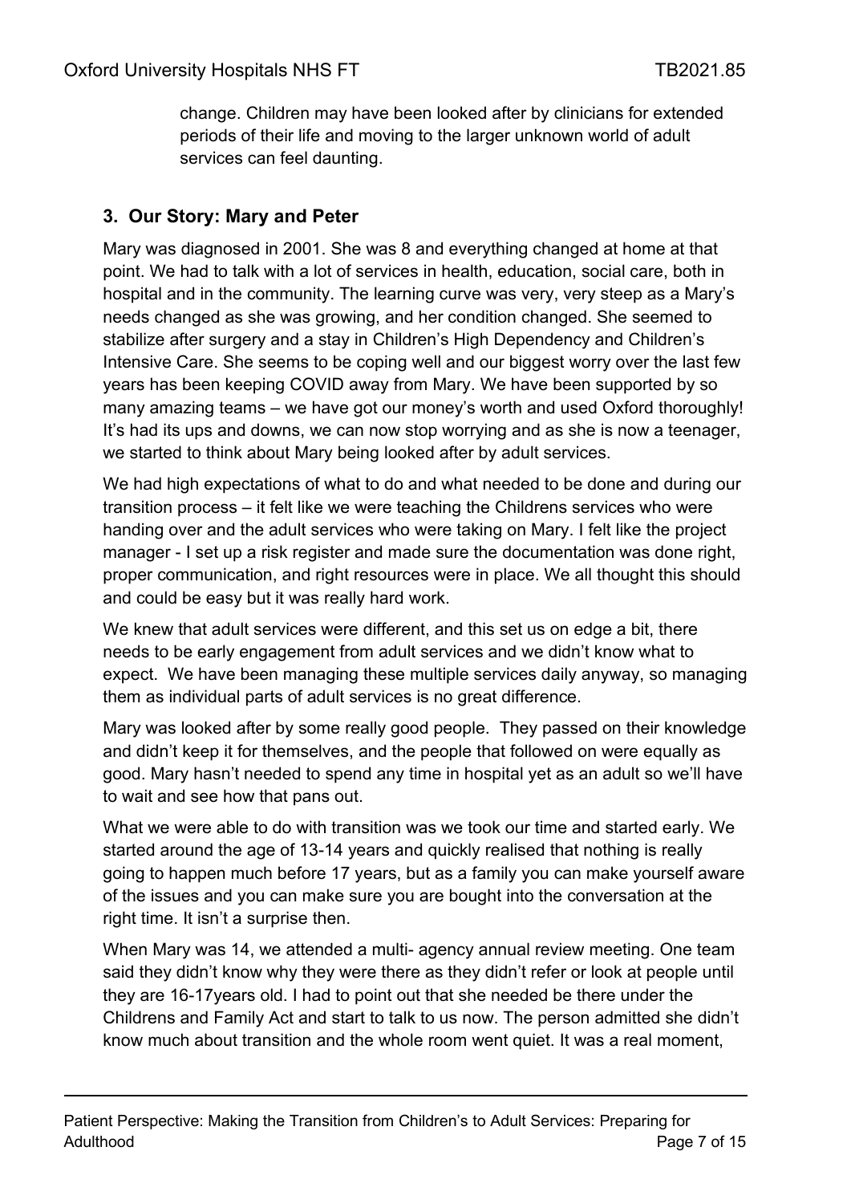change. Children may have been looked after by clinicians for extended periods of their life and moving to the larger unknown world of adult services can feel daunting.

## 3. Our Story: Mary and Peter

Mary was diagnosed in 2001. She was 8 and everything changed at home at that point. We had to talk with a lot of services in health, education, social care, both in hospital and in the community. The learning curve was very, very steep as a Mary's needs changed as she was growing, and her condition changed. She seemed to stabilize after surgery and a stay in Children's High Dependency and Children's Intensive Care. She seems to be coping well and our biggest worry over the last few years has been keeping COVID away from Mary. We have been supported by so many amazing teams – we have got our money's worth and used Oxford thoroughly! It's had its ups and downs, we can now stop worrying and as she is now a teenager, we started to think about Mary being looked after by adult services.

We had high expectations of what to do and what needed to be done and during our transition process – it felt like we were teaching the Childrens services who were handing over and the adult services who were taking on Mary. I felt like the project manager - I set up a risk register and made sure the documentation was done right, proper communication, and right resources were in place. We all thought this should and could be easy but it was really hard work.

We knew that adult services were different, and this set us on edge a bit, there needs to be early engagement from adult services and we didn't know what to expect. We have been managing these multiple services daily anyway, so managing them as individual parts of adult services is no great difference.

Mary was looked after by some really good people. They passed on their knowledge and didn't keep it for themselves, and the people that followed on were equally as good. Mary hasn't needed to spend any time in hospital yet as an adult so we'll have to wait and see how that pans out.

What we were able to do with transition was we took our time and started early. We started around the age of 13-14 years and quickly realised that nothing is really going to happen much before 17 years, but as a family you can make yourself aware of the issues and you can make sure you are bought into the conversation at the right time. It isn't a surprise then.

When Mary was 14, we attended a multi- agency annual review meeting. One team said they didn't know why they were there as they didn't refer or look at people until they are 16-17years old. I had to point out that she needed be there under the Childrens and Family Act and start to talk to us now. The person admitted she didn't know much about transition and the whole room went quiet. It was a real moment,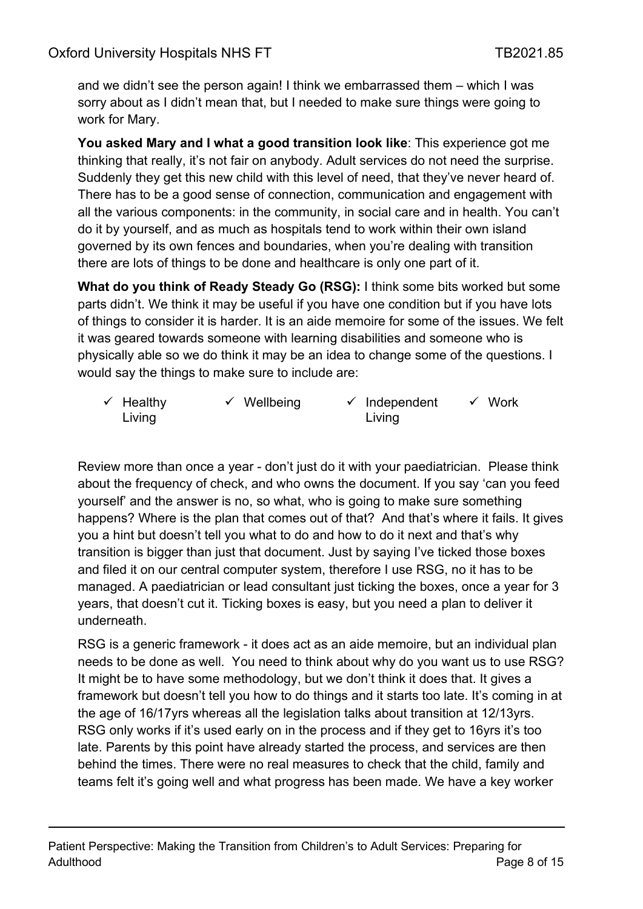and we didn't see the person again! I think we embarrassed them – which I was sorry about as I didn't mean that, but I needed to make sure things were going to work for Mary.

**You asked Mary and I what a good transition look like**: This experience got me thinking that really, it's not fair on anybody. Adult services do not need the surprise. Suddenly they get this new child with this level of need, that they've never heard of. There has to be a good sense of connection, communication and engagement with all the various components: in the community, in social care and in health. You can't do it by yourself, and as much as hospitals tend to work within their own island governed by its own fences and boundaries, when you're dealing with transition there are lots of things to be done and healthcare is only one part of it.

**What do you think of Ready Steady Go (RSG):** I think some bits worked but some parts didn't. We think it may be useful if you have one condition but if you have lots of things to consider it is harder. It is an aide memoire for some of the issues. We felt it was geared towards someone with learning disabilities and someone who is physically able so we do think it may be an idea to change some of the questions. I would say the things to make sure to include are:

- ✓ Healthy Living
- ✓ Wellbeing
- ✓ Independent Living
- ✓ Work

Review more than once a year - don't just do it with your paediatrician. Please think about the frequency of check, and who owns the document. If you say 'can you feed yourself' and the answer is no, so what, who is going to make sure something happens? Where is the plan that comes out of that? And that's where it fails. It gives you a hint but doesn't tell you what to do and how to do it next and that's why transition is bigger than just that document. Just by saying I've ticked those boxes and filed it on our central computer system, therefore I use RSG, no it has to be managed. A paediatrician or lead consultant just ticking the boxes, once a year for 3 years, that doesn't cut it. Ticking boxes is easy, but you need a plan to deliver it underneath.

RSG is a generic framework - it does act as an aide memoire, but an individual plan needs to be done as well. You need to think about why do you want us to use RSG? It might be to have some methodology, but we don't think it does that. It gives a framework but doesn't tell you how to do things and it starts too late. It's coming in at the age of 16/17yrs whereas all the legislation talks about transition at 12/13yrs. RSG only works if it's used early on in the process and if they get to 16yrs it's too late. Parents by this point have already started the process, and services are then behind the times. There were no real measures to check that the child, family and teams felt it's going well and what progress has been made. We have a key worker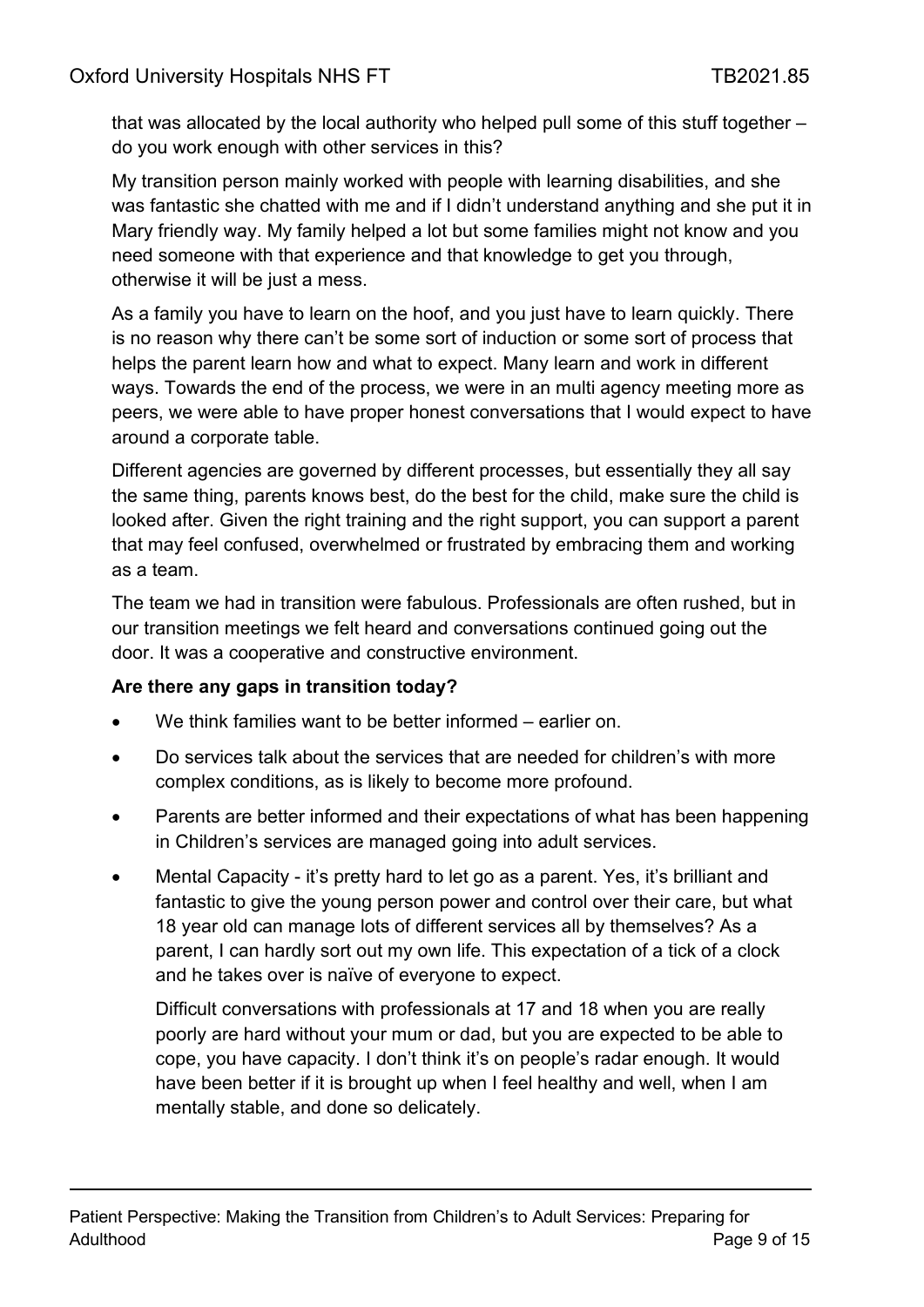that was allocated by the local authority who helped pull some of this stuff together – do you work enough with other services in this?

My transition person mainly worked with people with learning disabilities, and she was fantastic she chatted with me and if I didn't understand anything and she put it in Mary friendly way. My family helped a lot but some families might not know and you need someone with that experience and that knowledge to get you through, otherwise it will be just a mess.

As a family you have to learn on the hoof, and you just have to learn quickly. There is no reason why there can't be some sort of induction or some sort of process that helps the parent learn how and what to expect. Many learn and work in different ways. Towards the end of the process, we were in an multi agency meeting more as peers, we were able to have proper honest conversations that I would expect to have around a corporate table.

Different agencies are governed by different processes, but essentially they all say the same thing, parents knows best, do the best for the child, make sure the child is looked after. Given the right training and the right support, you can support a parent that may feel confused, overwhelmed or frustrated by embracing them and working as a team.

The team we had in transition were fabulous. Professionals are often rushed, but in our transition meetings we felt heard and conversations continued going out the door. It was a cooperative and constructive environment.

**Are there any gaps in transition today?**

- We think families want to be better informed – earlier on.
- Do services talk about the services that are needed for children's with more complex conditions, as is likely to become more profound.
- Parents are better informed and their expectations of what has been happening in Children's services are managed going into adult services.
- Mental Capacity - it's pretty hard to let go as a parent. Yes, it's brilliant and fantastic to give the young person power and control over their care, but what 18 year old can manage lots of different services all by themselves? As a parent, I can hardly sort out my own life. This expectation of a tick of a clock and he takes over is naïve of everyone to expect.

  Difficult conversations with professionals at 17 and 18 when you are really poorly are hard without your mum or dad, but you are expected to be able to cope, you have capacity. I don't think it's on people's radar enough. It would have been better if it is brought up when I feel healthy and well, when I am mentally stable, and done so delicately.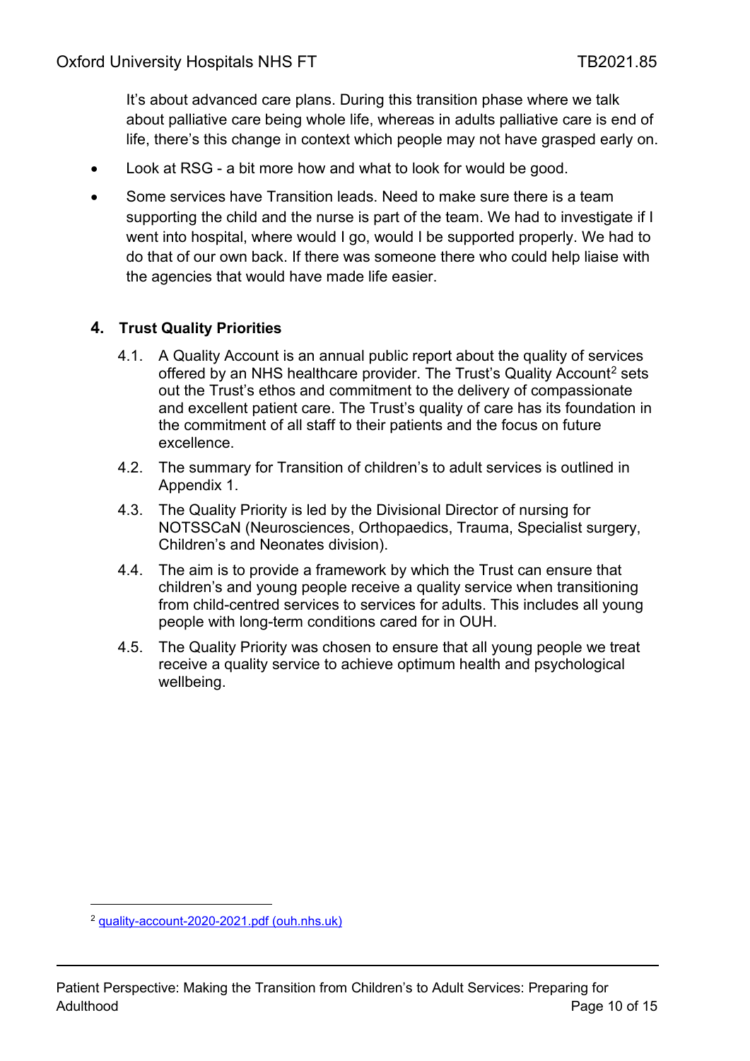It's about advanced care plans. During this transition phase where we talk about palliative care being whole life, whereas in adults palliative care is end of life, there's this change in context which people may not have grasped early on.

- Look at RSG - a bit more how and what to look for would be good.
- Some services have Transition leads. Need to make sure there is a team supporting the child and the nurse is part of the team. We had to investigate if I went into hospital, where would I go, would I be supported properly. We had to do that of our own back. If there was someone there who could help liaise with the agencies that would have made life easier.

## 4. Trust Quality Priorities

4.1. A Quality Account is an annual public report about the quality of services offered by an NHS healthcare provider. The Trust's Quality Account[2] sets out the Trust's ethos and commitment to the delivery of compassionate and excellent patient care. The Trust's quality of care has its foundation in the commitment of all staff to their patients and the focus on future excellence.

4.2. The summary for Transition of children's to adult services is outlined in Appendix 1.

4.3. The Quality Priority is led by the Divisional Director of nursing for NOTSSCaN (Neurosciences, Orthopaedics, Trauma, Specialist surgery, Children's and Neonates division).

4.4. The aim is to provide a framework by which the Trust can ensure that children's and young people receive a quality service when transitioning from child-centred services to services for adults. This includes all young people with long-term conditions cared for in OUH.

4.5. The Quality Priority was chosen to ensure that all young people we treat receive a quality service to achieve optimum health and psychological wellbeing.

---

[2] quality-account-2020-2021.pdf (ouh.nhs.uk)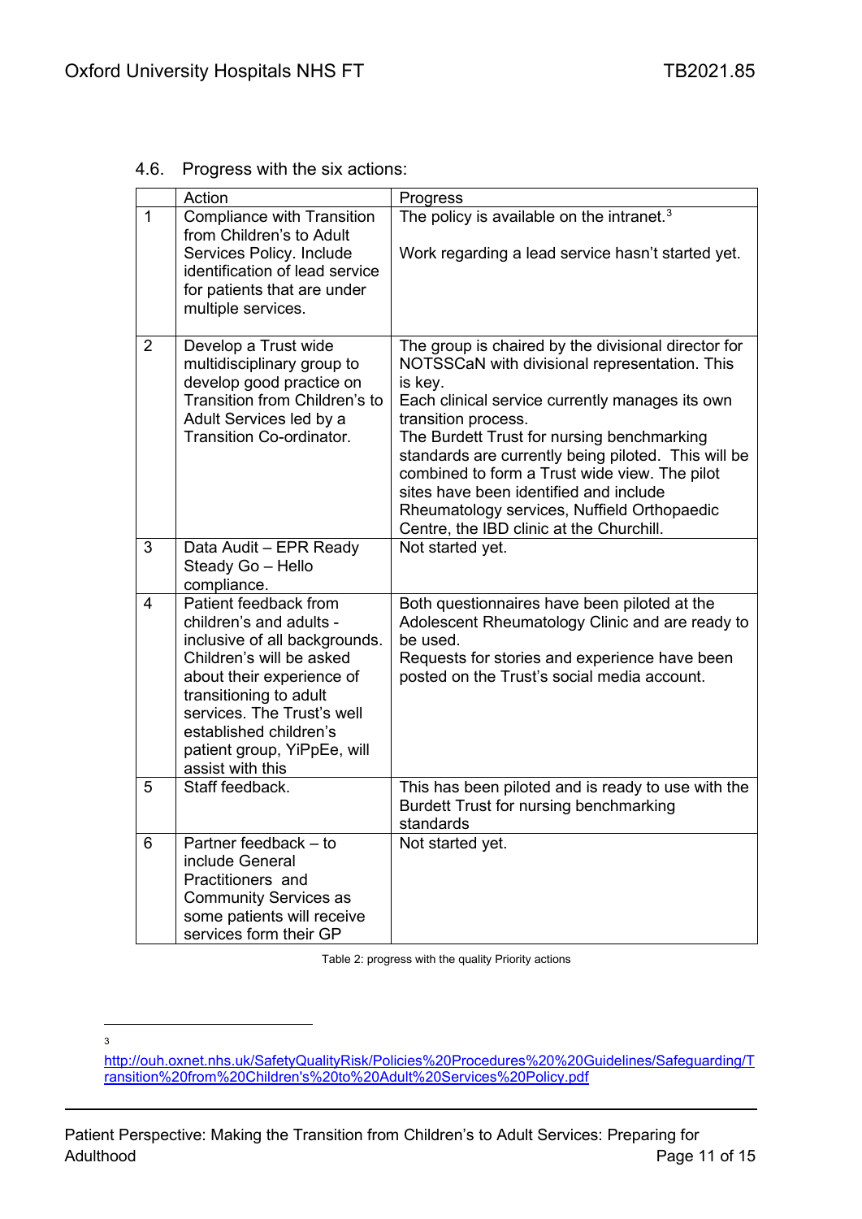4.6. Progress with the six actions:

| | Action | Progress |
|---|---|---|
| 1 | Compliance with Transition from Children's to Adult Services Policy. Include identification of lead service for patients that are under multiple services. | The policy is available on the intranet.[3]<br><br>Work regarding a lead service hasn't started yet. |
| 2 | Develop a Trust wide multidisciplinary group to develop good practice on Transition from Children's to Adult Services led by a Transition Co-ordinator. | The group is chaired by the divisional director for NOTSSCaN with divisional representation. This is key.<br>Each clinical service currently manages its own transition process.<br>The Burdett Trust for nursing benchmarking standards are currently being piloted. This will be combined to form a Trust wide view. The pilot sites have been identified and include Rheumatology services, Nuffield Orthopaedic Centre, the IBD clinic at the Churchill. |
| 3 | Data Audit – EPR Ready Steady Go – Hello compliance. | Not started yet. |
| 4 | Patient feedback from children's and adults - inclusive of all backgrounds. Children's will be asked about their experience of transitioning to adult services. The Trust's well established children's patient group, YiPpEe, will assist with this | Both questionnaires have been piloted at the Adolescent Rheumatology Clinic and are ready to be used.<br>Requests for stories and experience have been posted on the Trust's social media account. |
| 5 | Staff feedback. | This has been piloted and is ready to use with the Burdett Trust for nursing benchmarking standards |
| 6 | Partner feedback – to include General Practitioners and Community Services as some patients will receive services form their GP | Not started yet. |

Table 2: progress with the quality Priority actions

[3] http://ouh.oxnet.nhs.uk/SafetyQualityRisk/Policies%20Procedures%20%20Guidelines/Safeguarding/Transition%20from%20Children's%20to%20Adult%20Services%20Policy.pdf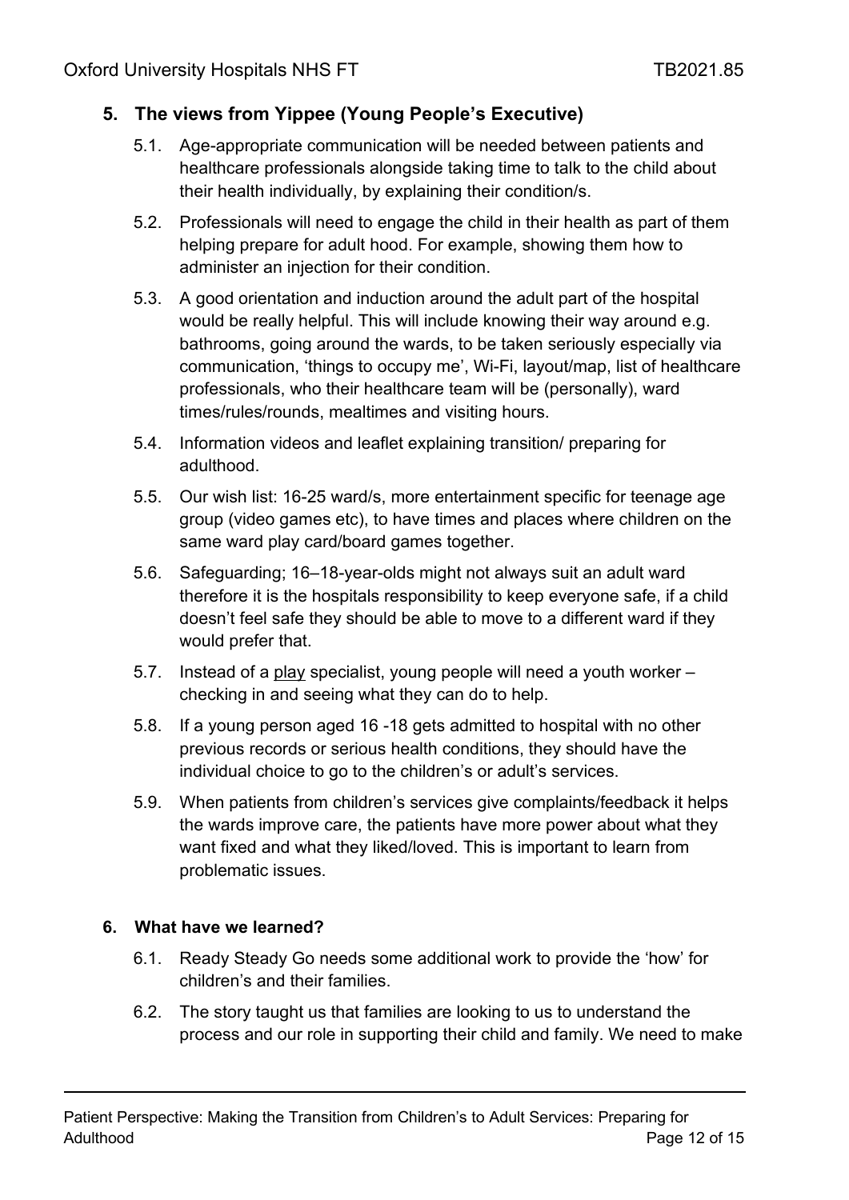## 5. The views from Yippee (Young People's Executive)

5.1. Age-appropriate communication will be needed between patients and healthcare professionals alongside taking time to talk to the child about their health individually, by explaining their condition/s.

5.2. Professionals will need to engage the child in their health as part of them helping prepare for adult hood. For example, showing them how to administer an injection for their condition.

5.3. A good orientation and induction around the adult part of the hospital would be really helpful. This will include knowing their way around e.g. bathrooms, going around the wards, to be taken seriously especially via communication, 'things to occupy me', Wi-Fi, layout/map, list of healthcare professionals, who their healthcare team will be (personally), ward times/rules/rounds, mealtimes and visiting hours.

5.4. Information videos and leaflet explaining transition/ preparing for adulthood.

5.5. Our wish list: 16-25 ward/s, more entertainment specific for teenage age group (video games etc), to have times and places where children on the same ward play card/board games together.

5.6. Safeguarding; 16–18-year-olds might not always suit an adult ward therefore it is the hospitals responsibility to keep everyone safe, if a child doesn't feel safe they should be able to move to a different ward if they would prefer that.

5.7. Instead of a play specialist, young people will need a youth worker – checking in and seeing what they can do to help.

5.8. If a young person aged 16 -18 gets admitted to hospital with no other previous records or serious health conditions, they should have the individual choice to go to the children's or adult's services.

5.9. When patients from children's services give complaints/feedback it helps the wards improve care, the patients have more power about what they want fixed and what they liked/loved. This is important to learn from problematic issues.

## 6. What have we learned?

6.1. Ready Steady Go needs some additional work to provide the 'how' for children's and their families.

6.2. The story taught us that families are looking to us to understand the process and our role in supporting their child and family. We need to make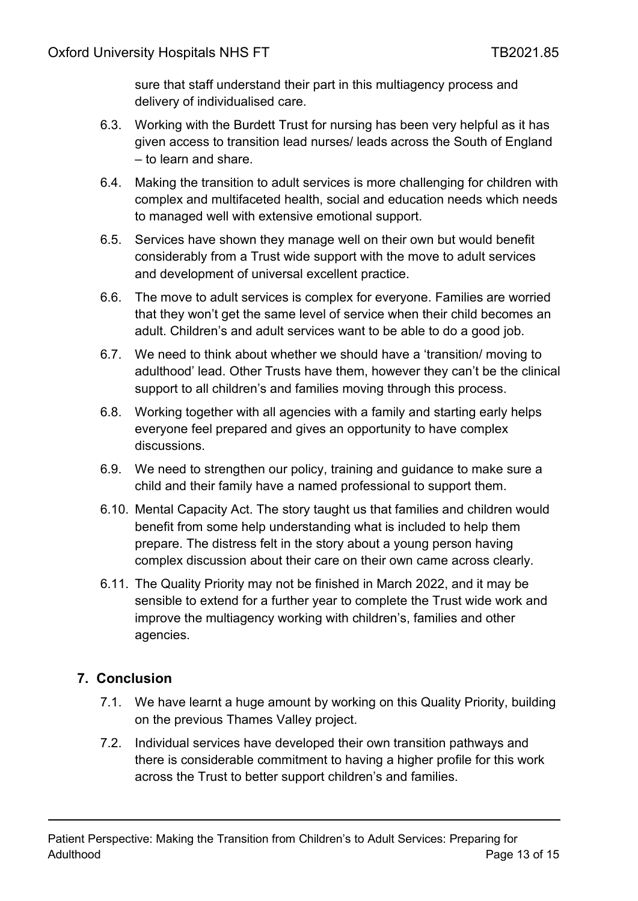sure that staff understand their part in this multiagency process and delivery of individualised care.

6.3. Working with the Burdett Trust for nursing has been very helpful as it has given access to transition lead nurses/ leads across the South of England – to learn and share.

6.4. Making the transition to adult services is more challenging for children with complex and multifaceted health, social and education needs which needs to managed well with extensive emotional support.

6.5. Services have shown they manage well on their own but would benefit considerably from a Trust wide support with the move to adult services and development of universal excellent practice.

6.6. The move to adult services is complex for everyone. Families are worried that they won't get the same level of service when their child becomes an adult. Children's and adult services want to be able to do a good job.

6.7. We need to think about whether we should have a 'transition/ moving to adulthood' lead. Other Trusts have them, however they can't be the clinical support to all children's and families moving through this process.

6.8. Working together with all agencies with a family and starting early helps everyone feel prepared and gives an opportunity to have complex discussions.

6.9. We need to strengthen our policy, training and guidance to make sure a child and their family have a named professional to support them.

6.10. Mental Capacity Act. The story taught us that families and children would benefit from some help understanding what is included to help them prepare. The distress felt in the story about a young person having complex discussion about their care on their own came across clearly.

6.11. The Quality Priority may not be finished in March 2022, and it may be sensible to extend for a further year to complete the Trust wide work and improve the multiagency working with children's, families and other agencies.

## 7. Conclusion

7.1. We have learnt a huge amount by working on this Quality Priority, building on the previous Thames Valley project.

7.2. Individual services have developed their own transition pathways and there is considerable commitment to having a higher profile for this work across the Trust to better support children's and families.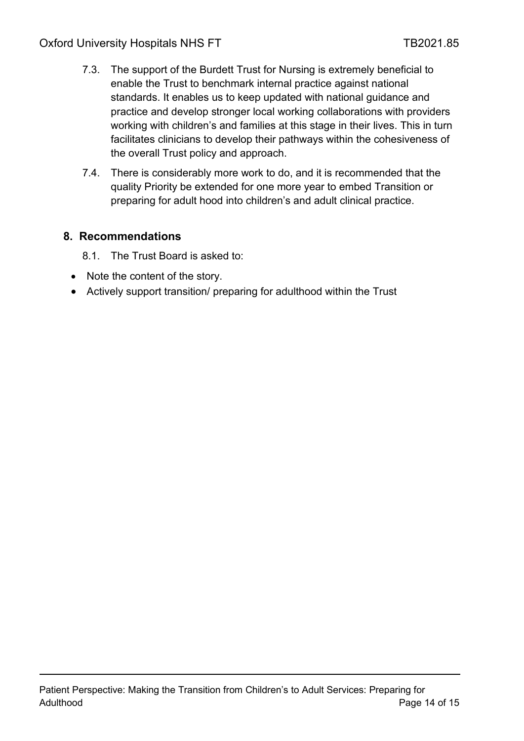7.3. The support of the Burdett Trust for Nursing is extremely beneficial to enable the Trust to benchmark internal practice against national standards. It enables us to keep updated with national guidance and practice and develop stronger local working collaborations with providers working with children's and families at this stage in their lives. This in turn facilitates clinicians to develop their pathways within the cohesiveness of the overall Trust policy and approach.

7.4. There is considerably more work to do, and it is recommended that the quality Priority be extended for one more year to embed Transition or preparing for adult hood into children's and adult clinical practice.

## 8. Recommendations

8.1. The Trust Board is asked to:

- Note the content of the story.
- Actively support transition/ preparing for adulthood within the Trust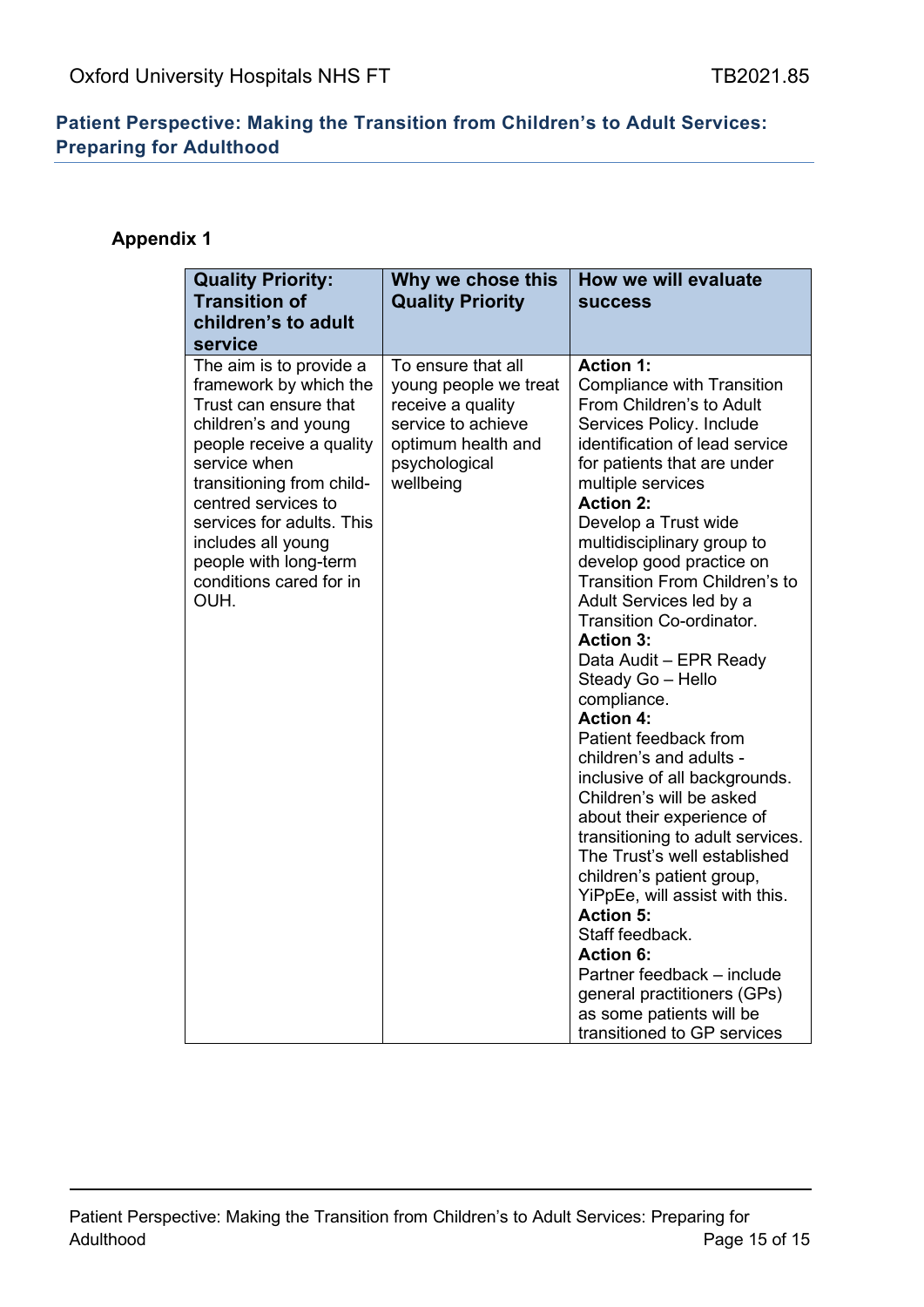**Appendix 1**

| **Quality Priority: Transition of children's to adult service** | **Why we chose this Quality Priority** | **How we will evaluate success** |
|---|---|---|
| The aim is to provide a framework by which the Trust can ensure that children's and young people receive a quality service when transitioning from child-centred services to services for adults. This includes all young people with long-term conditions cared for in OUH. | To ensure that all young people we treat receive a quality service to achieve optimum health and psychological wellbeing | **Action 1:** Compliance with Transition From Children's to Adult Services Policy. Include identification of lead service for patients that are under multiple services<br>**Action 2:** Develop a Trust wide multidisciplinary group to develop good practice on Transition From Children's to Adult Services led by a Transition Co-ordinator.<br>**Action 3:** Data Audit – EPR Ready Steady Go – Hello compliance.<br>**Action 4:** Patient feedback from children's and adults - inclusive of all backgrounds. Children's will be asked about their experience of transitioning to adult services. The Trust's well established children's patient group, YiPpEe, will assist with this.<br>**Action 5:** Staff feedback.<br>**Action 6:** Partner feedback – include general practitioners (GPs) as some patients will be transitioned to GP services |